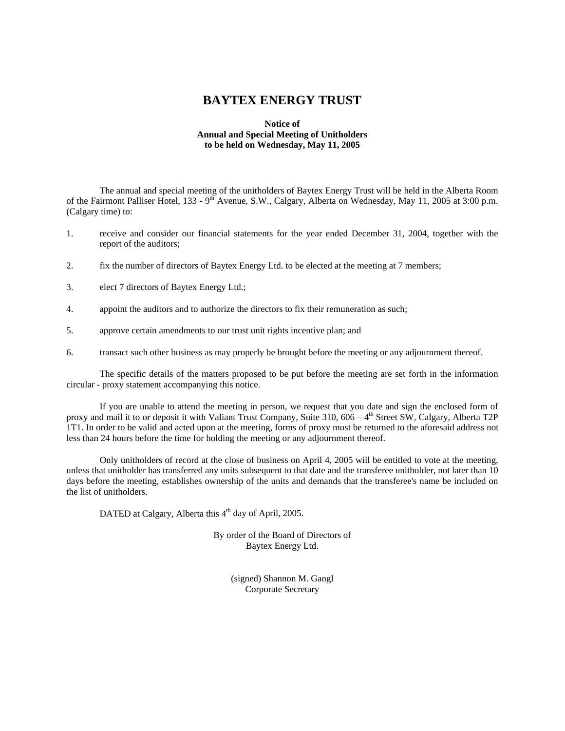# BAYTEX ENERGY TRUST

**Notice of**
**Annual and Special Meeting of Unitholders**
**to be held on Wednesday, May 11, 2005**

The annual and special meeting of the unitholders of Baytex Energy Trust will be held in the Alberta Room of the Fairmont Palliser Hotel, 133 - 9th Avenue, S.W., Calgary, Alberta on Wednesday, May 11, 2005 at 3:00 p.m. (Calgary time) to:

1. receive and consider our financial statements for the year ended December 31, 2004, together with the report of the auditors;

2. fix the number of directors of Baytex Energy Ltd. to be elected at the meeting at 7 members;

3. elect 7 directors of Baytex Energy Ltd.;

4. appoint the auditors and to authorize the directors to fix their remuneration as such;

5. approve certain amendments to our trust unit rights incentive plan; and

6. transact such other business as may properly be brought before the meeting or any adjournment thereof.

The specific details of the matters proposed to be put before the meeting are set forth in the information circular - proxy statement accompanying this notice.

If you are unable to attend the meeting in person, we request that you date and sign the enclosed form of proxy and mail it to or deposit it with Valiant Trust Company, Suite 310, 606 – 4th Street SW, Calgary, Alberta T2P 1T1. In order to be valid and acted upon at the meeting, forms of proxy must be returned to the aforesaid address not less than 24 hours before the time for holding the meeting or any adjournment thereof.

Only unitholders of record at the close of business on April 4, 2005 will be entitled to vote at the meeting, unless that unitholder has transferred any units subsequent to that date and the transferee unitholder, not later than 10 days before the meeting, establishes ownership of the units and demands that the transferee's name be included on the list of unitholders.

DATED at Calgary, Alberta this 4th day of April, 2005.

By order of the Board of Directors of
Baytex Energy Ltd.

(signed) Shannon M. Gangl
Corporate Secretary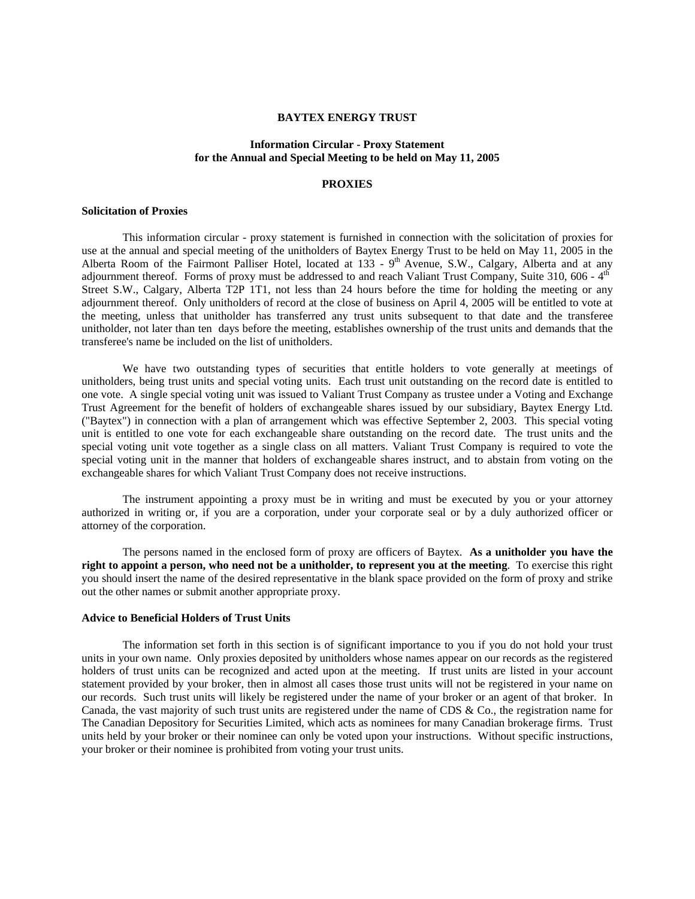# BAYTEX ENERGY TRUST

## Information Circular - Proxy Statement
## for the Annual and Special Meeting to be held on May 11, 2005

## PROXIES

### Solicitation of Proxies

This information circular - proxy statement is furnished in connection with the solicitation of proxies for use at the annual and special meeting of the unitholders of Baytex Energy Trust to be held on May 11, 2005 in the Alberta Room of the Fairmont Palliser Hotel, located at 133 - 9th Avenue, S.W., Calgary, Alberta and at any adjournment thereof. Forms of proxy must be addressed to and reach Valiant Trust Company, Suite 310, 606 - 4th Street S.W., Calgary, Alberta T2P 1T1, not less than 24 hours before the time for holding the meeting or any adjournment thereof. Only unitholders of record at the close of business on April 4, 2005 will be entitled to vote at the meeting, unless that unitholder has transferred any trust units subsequent to that date and the transferee unitholder, not later than ten days before the meeting, establishes ownership of the trust units and demands that the transferee's name be included on the list of unitholders.

We have two outstanding types of securities that entitle holders to vote generally at meetings of unitholders, being trust units and special voting units. Each trust unit outstanding on the record date is entitled to one vote. A single special voting unit was issued to Valiant Trust Company as trustee under a Voting and Exchange Trust Agreement for the benefit of holders of exchangeable shares issued by our subsidiary, Baytex Energy Ltd. ("Baytex") in connection with a plan of arrangement which was effective September 2, 2003. This special voting unit is entitled to one vote for each exchangeable share outstanding on the record date. The trust units and the special voting unit vote together as a single class on all matters. Valiant Trust Company is required to vote the special voting unit in the manner that holders of exchangeable shares instruct, and to abstain from voting on the exchangeable shares for which Valiant Trust Company does not receive instructions.

The instrument appointing a proxy must be in writing and must be executed by you or your attorney authorized in writing or, if you are a corporation, under your corporate seal or by a duly authorized officer or attorney of the corporation.

The persons named in the enclosed form of proxy are officers of Baytex. **As a unitholder you have the right to appoint a person, who need not be a unitholder, to represent you at the meeting**. To exercise this right you should insert the name of the desired representative in the blank space provided on the form of proxy and strike out the other names or submit another appropriate proxy.

### Advice to Beneficial Holders of Trust Units

The information set forth in this section is of significant importance to you if you do not hold your trust units in your own name. Only proxies deposited by unitholders whose names appear on our records as the registered holders of trust units can be recognized and acted upon at the meeting. If trust units are listed in your account statement provided by your broker, then in almost all cases those trust units will not be registered in your name on our records. Such trust units will likely be registered under the name of your broker or an agent of that broker. In Canada, the vast majority of such trust units are registered under the name of CDS & Co., the registration name for The Canadian Depository for Securities Limited, which acts as nominees for many Canadian brokerage firms. Trust units held by your broker or their nominee can only be voted upon your instructions. Without specific instructions, your broker or their nominee is prohibited from voting your trust units.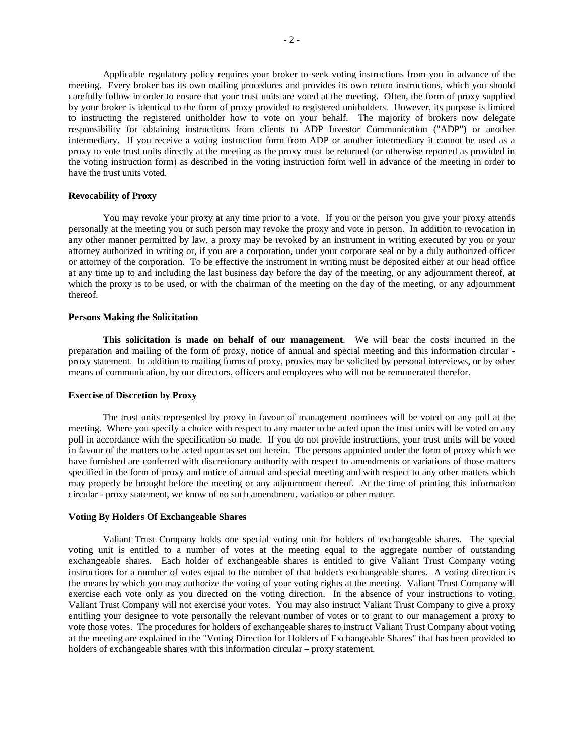Applicable regulatory policy requires your broker to seek voting instructions from you in advance of the meeting. Every broker has its own mailing procedures and provides its own return instructions, which you should carefully follow in order to ensure that your trust units are voted at the meeting. Often, the form of proxy supplied by your broker is identical to the form of proxy provided to registered unitholders. However, its purpose is limited to instructing the registered unitholder how to vote on your behalf. The majority of brokers now delegate responsibility for obtaining instructions from clients to ADP Investor Communication ("ADP") or another intermediary. If you receive a voting instruction form from ADP or another intermediary it cannot be used as a proxy to vote trust units directly at the meeting as the proxy must be returned (or otherwise reported as provided in the voting instruction form) as described in the voting instruction form well in advance of the meeting in order to have the trust units voted.

**Revocability of Proxy**

You may revoke your proxy at any time prior to a vote. If you or the person you give your proxy attends personally at the meeting you or such person may revoke the proxy and vote in person. In addition to revocation in any other manner permitted by law, a proxy may be revoked by an instrument in writing executed by you or your attorney authorized in writing or, if you are a corporation, under your corporate seal or by a duly authorized officer or attorney of the corporation. To be effective the instrument in writing must be deposited either at our head office at any time up to and including the last business day before the day of the meeting, or any adjournment thereof, at which the proxy is to be used, or with the chairman of the meeting on the day of the meeting, or any adjournment thereof.

**Persons Making the Solicitation**

**This solicitation is made on behalf of our management**. We will bear the costs incurred in the preparation and mailing of the form of proxy, notice of annual and special meeting and this information circular - proxy statement. In addition to mailing forms of proxy, proxies may be solicited by personal interviews, or by other means of communication, by our directors, officers and employees who will not be remunerated therefor.

**Exercise of Discretion by Proxy**

The trust units represented by proxy in favour of management nominees will be voted on any poll at the meeting. Where you specify a choice with respect to any matter to be acted upon the trust units will be voted on any poll in accordance with the specification so made. If you do not provide instructions, your trust units will be voted in favour of the matters to be acted upon as set out herein. The persons appointed under the form of proxy which we have furnished are conferred with discretionary authority with respect to amendments or variations of those matters specified in the form of proxy and notice of annual and special meeting and with respect to any other matters which may properly be brought before the meeting or any adjournment thereof. At the time of printing this information circular - proxy statement, we know of no such amendment, variation or other matter.

**Voting By Holders Of Exchangeable Shares**

Valiant Trust Company holds one special voting unit for holders of exchangeable shares. The special voting unit is entitled to a number of votes at the meeting equal to the aggregate number of outstanding exchangeable shares. Each holder of exchangeable shares is entitled to give Valiant Trust Company voting instructions for a number of votes equal to the number of that holder's exchangeable shares. A voting direction is the means by which you may authorize the voting of your voting rights at the meeting. Valiant Trust Company will exercise each vote only as you directed on the voting direction. In the absence of your instructions to voting, Valiant Trust Company will not exercise your votes. You may also instruct Valiant Trust Company to give a proxy entitling your designee to vote personally the relevant number of votes or to grant to our management a proxy to vote those votes. The procedures for holders of exchangeable shares to instruct Valiant Trust Company about voting at the meeting are explained in the "Voting Direction for Holders of Exchangeable Shares" that has been provided to holders of exchangeable shares with this information circular – proxy statement.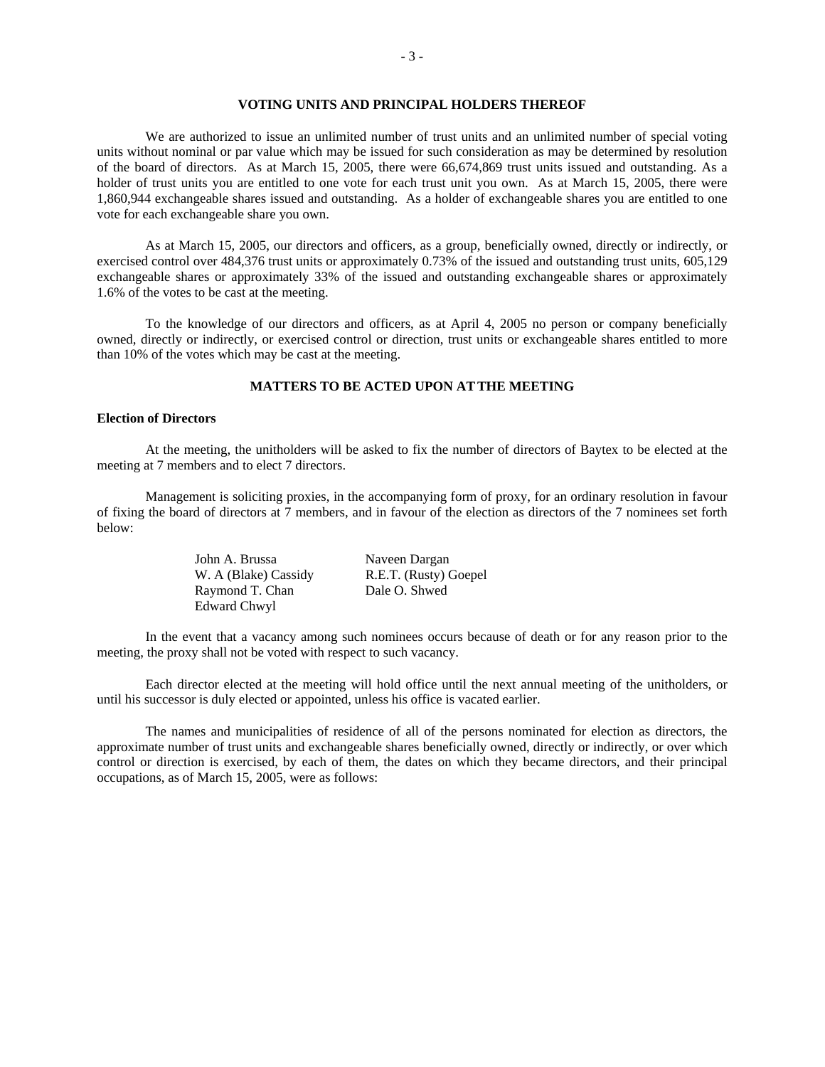## VOTING UNITS AND PRINCIPAL HOLDERS THEREOF

We are authorized to issue an unlimited number of trust units and an unlimited number of special voting units without nominal or par value which may be issued for such consideration as may be determined by resolution of the board of directors. As at March 15, 2005, there were 66,674,869 trust units issued and outstanding. As a holder of trust units you are entitled to one vote for each trust unit you own. As at March 15, 2005, there were 1,860,944 exchangeable shares issued and outstanding. As a holder of exchangeable shares you are entitled to one vote for each exchangeable share you own.

As at March 15, 2005, our directors and officers, as a group, beneficially owned, directly or indirectly, or exercised control over 484,376 trust units or approximately 0.73% of the issued and outstanding trust units, 605,129 exchangeable shares or approximately 33% of the issued and outstanding exchangeable shares or approximately 1.6% of the votes to be cast at the meeting.

To the knowledge of our directors and officers, as at April 4, 2005 no person or company beneficially owned, directly or indirectly, or exercised control or direction, trust units or exchangeable shares entitled to more than 10% of the votes which may be cast at the meeting.

## MATTERS TO BE ACTED UPON AT THE MEETING

### Election of Directors

At the meeting, the unitholders will be asked to fix the number of directors of Baytex to be elected at the meeting at 7 members and to elect 7 directors.

Management is soliciting proxies, in the accompanying form of proxy, for an ordinary resolution in favour of fixing the board of directors at 7 members, and in favour of the election as directors of the 7 nominees set forth below:

| | |
|---|---|
| John A. Brussa | Naveen Dargan |
| W. A (Blake) Cassidy | R.E.T. (Rusty) Goepel |
| Raymond T. Chan | Dale O. Shwed |
| Edward Chwyl | |

In the event that a vacancy among such nominees occurs because of death or for any reason prior to the meeting, the proxy shall not be voted with respect to such vacancy.

Each director elected at the meeting will hold office until the next annual meeting of the unitholders, or until his successor is duly elected or appointed, unless his office is vacated earlier.

The names and municipalities of residence of all of the persons nominated for election as directors, the approximate number of trust units and exchangeable shares beneficially owned, directly or indirectly, or over which control or direction is exercised, by each of them, the dates on which they became directors, and their principal occupations, as of March 15, 2005, were as follows: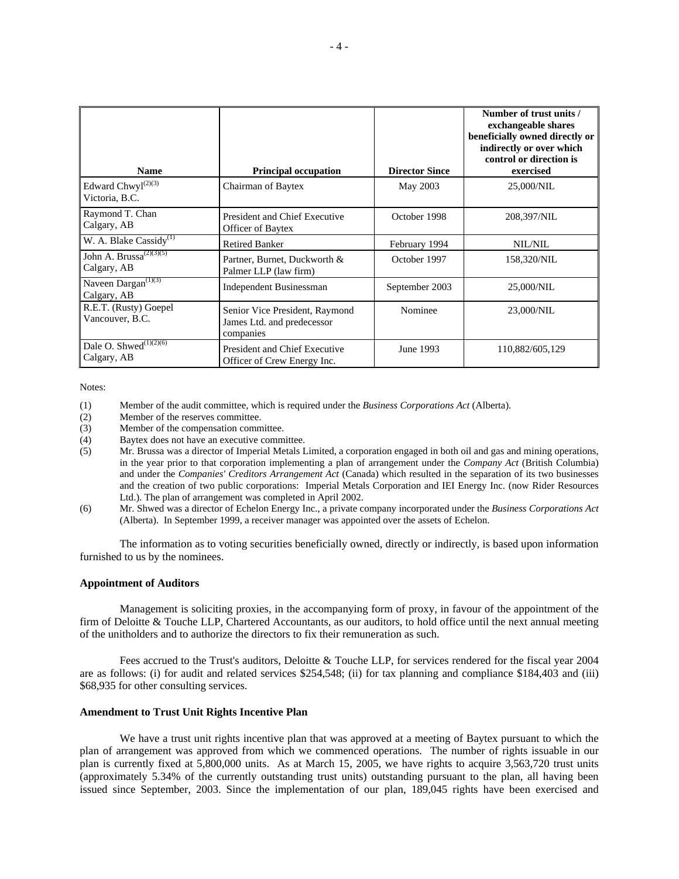| Name | Principal occupation | Director Since | Number of trust units / exchangeable shares beneficially owned directly or indirectly or over which control or direction is exercised |
|---|---|---|---|
| Edward Chwyl[(2)(3)] Victoria, B.C. | Chairman of Baytex | May 2003 | 25,000/NIL |
| Raymond T. Chan Calgary, AB | President and Chief Executive Officer of Baytex | October 1998 | 208,397/NIL |
| W. A. Blake Cassidy[(1)] | Retired Banker | February 1994 | NIL/NIL |
| John A. Brussa[(2)(3)(5)] Calgary, AB | Partner, Burnet, Duckworth & Palmer LLP (law firm) | October 1997 | 158,320/NIL |
| Naveen Dargan[(1)(3)] Calgary, AB | Independent Businessman | September 2003 | 25,000/NIL |
| R.E.T. (Rusty) Goepel Vancouver, B.C. | Senior Vice President, Raymond James Ltd. and predecessor companies | Nominee | 23,000/NIL |
| Dale O. Shwed[(1)(2)(6)] Calgary, AB | President and Chief Executive Officer of Crew Energy Inc. | June 1993 | 110,882/605,129 |

Notes:

(1) Member of the audit committee, which is required under the *Business Corporations Act* (Alberta).
(2) Member of the reserves committee.
(3) Member of the compensation committee.
(4) Baytex does not have an executive committee.
(5) Mr. Brussa was a director of Imperial Metals Limited, a corporation engaged in both oil and gas and mining operations, in the year prior to that corporation implementing a plan of arrangement under the *Company Act* (British Columbia) and under the *Companies' Creditors Arrangement Act* (Canada) which resulted in the separation of its two businesses and the creation of two public corporations: Imperial Metals Corporation and IEI Energy Inc. (now Rider Resources Ltd.). The plan of arrangement was completed in April 2002.
(6) Mr. Shwed was a director of Echelon Energy Inc., a private company incorporated under the *Business Corporations Act* (Alberta). In September 1999, a receiver manager was appointed over the assets of Echelon.

The information as to voting securities beneficially owned, directly or indirectly, is based upon information furnished to us by the nominees.

**Appointment of Auditors**

Management is soliciting proxies, in the accompanying form of proxy, in favour of the appointment of the firm of Deloitte & Touche LLP, Chartered Accountants, as our auditors, to hold office until the next annual meeting of the unitholders and to authorize the directors to fix their remuneration as such.

Fees accrued to the Trust's auditors, Deloitte & Touche LLP, for services rendered for the fiscal year 2004 are as follows: (i) for audit and related services $254,548; (ii) for tax planning and compliance $184,403 and (iii) $68,935 for other consulting services.

**Amendment to Trust Unit Rights Incentive Plan**

We have a trust unit rights incentive plan that was approved at a meeting of Baytex pursuant to which the plan of arrangement was approved from which we commenced operations. The number of rights issuable in our plan is currently fixed at 5,800,000 units. As at March 15, 2005, we have rights to acquire 3,563,720 trust units (approximately 5.34% of the currently outstanding trust units) outstanding pursuant to the plan, all having been issued since September, 2003. Since the implementation of our plan, 189,045 rights have been exercised and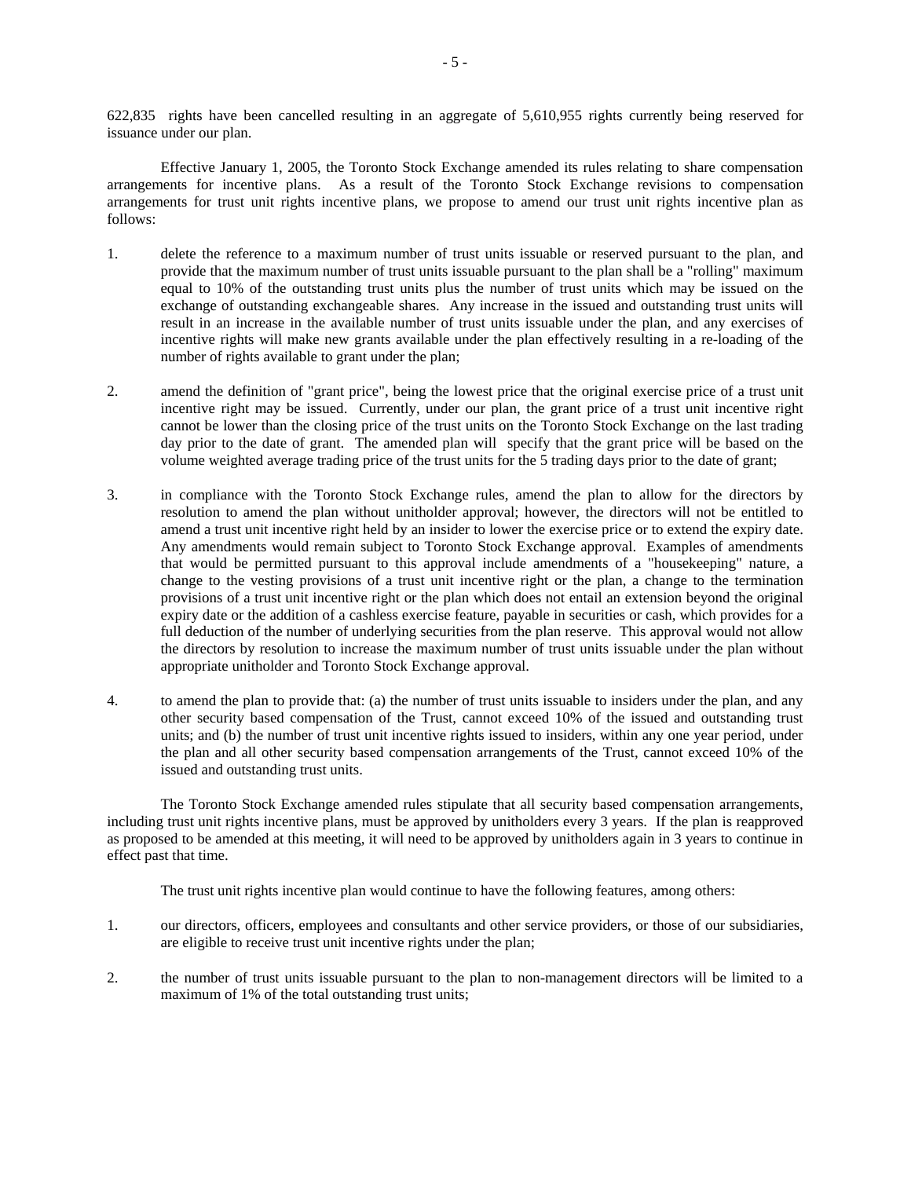622,835 rights have been cancelled resulting in an aggregate of 5,610,955 rights currently being reserved for issuance under our plan.

Effective January 1, 2005, the Toronto Stock Exchange amended its rules relating to share compensation arrangements for incentive plans. As a result of the Toronto Stock Exchange revisions to compensation arrangements for trust unit rights incentive plans, we propose to amend our trust unit rights incentive plan as follows:

1. delete the reference to a maximum number of trust units issuable or reserved pursuant to the plan, and provide that the maximum number of trust units issuable pursuant to the plan shall be a "rolling" maximum equal to 10% of the outstanding trust units plus the number of trust units which may be issued on the exchange of outstanding exchangeable shares. Any increase in the issued and outstanding trust units will result in an increase in the available number of trust units issuable under the plan, and any exercises of incentive rights will make new grants available under the plan effectively resulting in a re-loading of the number of rights available to grant under the plan;

2. amend the definition of "grant price", being the lowest price that the original exercise price of a trust unit incentive right may be issued. Currently, under our plan, the grant price of a trust unit incentive right cannot be lower than the closing price of the trust units on the Toronto Stock Exchange on the last trading day prior to the date of grant. The amended plan will specify that the grant price will be based on the volume weighted average trading price of the trust units for the 5 trading days prior to the date of grant;

3. in compliance with the Toronto Stock Exchange rules, amend the plan to allow for the directors by resolution to amend the plan without unitholder approval; however, the directors will not be entitled to amend a trust unit incentive right held by an insider to lower the exercise price or to extend the expiry date. Any amendments would remain subject to Toronto Stock Exchange approval. Examples of amendments that would be permitted pursuant to this approval include amendments of a "housekeeping" nature, a change to the vesting provisions of a trust unit incentive right or the plan, a change to the termination provisions of a trust unit incentive right or the plan which does not entail an extension beyond the original expiry date or the addition of a cashless exercise feature, payable in securities or cash, which provides for a full deduction of the number of underlying securities from the plan reserve. This approval would not allow the directors by resolution to increase the maximum number of trust units issuable under the plan without appropriate unitholder and Toronto Stock Exchange approval.

4. to amend the plan to provide that: (a) the number of trust units issuable to insiders under the plan, and any other security based compensation of the Trust, cannot exceed 10% of the issued and outstanding trust units; and (b) the number of trust unit incentive rights issued to insiders, within any one year period, under the plan and all other security based compensation arrangements of the Trust, cannot exceed 10% of the issued and outstanding trust units.

The Toronto Stock Exchange amended rules stipulate that all security based compensation arrangements, including trust unit rights incentive plans, must be approved by unitholders every 3 years. If the plan is reapproved as proposed to be amended at this meeting, it will need to be approved by unitholders again in 3 years to continue in effect past that time.

The trust unit rights incentive plan would continue to have the following features, among others:

1. our directors, officers, employees and consultants and other service providers, or those of our subsidiaries, are eligible to receive trust unit incentive rights under the plan;

2. the number of trust units issuable pursuant to the plan to non-management directors will be limited to a maximum of 1% of the total outstanding trust units;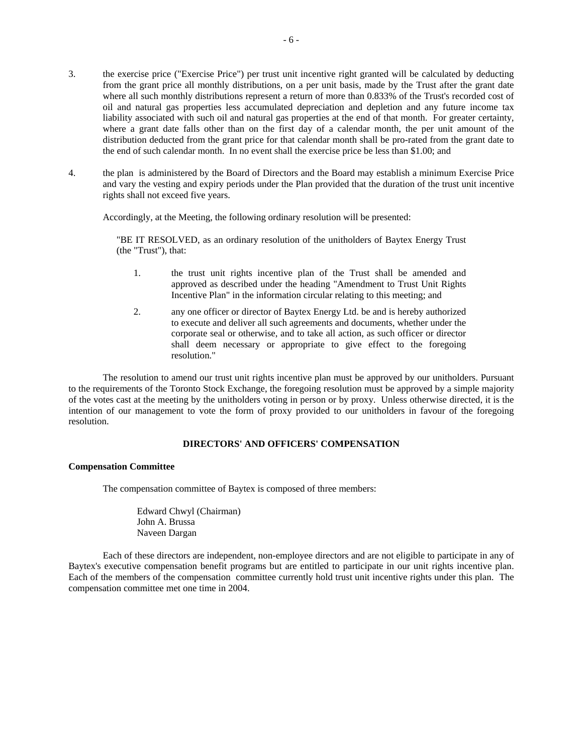3. the exercise price ("Exercise Price") per trust unit incentive right granted will be calculated by deducting from the grant price all monthly distributions, on a per unit basis, made by the Trust after the grant date where all such monthly distributions represent a return of more than 0.833% of the Trust's recorded cost of oil and natural gas properties less accumulated depreciation and depletion and any future income tax liability associated with such oil and natural gas properties at the end of that month. For greater certainty, where a grant date falls other than on the first day of a calendar month, the per unit amount of the distribution deducted from the grant price for that calendar month shall be pro-rated from the grant date to the end of such calendar month. In no event shall the exercise price be less than $1.00; and

4. the plan is administered by the Board of Directors and the Board may establish a minimum Exercise Price and vary the vesting and expiry periods under the Plan provided that the duration of the trust unit incentive rights shall not exceed five years.

Accordingly, at the Meeting, the following ordinary resolution will be presented:

> "BE IT RESOLVED, as an ordinary resolution of the unitholders of Baytex Energy Trust (the "Trust"), that:
>
> 1. the trust unit rights incentive plan of the Trust shall be amended and approved as described under the heading "Amendment to Trust Unit Rights Incentive Plan" in the information circular relating to this meeting; and
>
> 2. any one officer or director of Baytex Energy Ltd. be and is hereby authorized to execute and deliver all such agreements and documents, whether under the corporate seal or otherwise, and to take all action, as such officer or director shall deem necessary or appropriate to give effect to the foregoing resolution."

The resolution to amend our trust unit rights incentive plan must be approved by our unitholders. Pursuant to the requirements of the Toronto Stock Exchange, the foregoing resolution must be approved by a simple majority of the votes cast at the meeting by the unitholders voting in person or by proxy. Unless otherwise directed, it is the intention of our management to vote the form of proxy provided to our unitholders in favour of the foregoing resolution.

## DIRECTORS' AND OFFICERS' COMPENSATION

### Compensation Committee

The compensation committee of Baytex is composed of three members:

Edward Chwyl (Chairman)
John A. Brussa
Naveen Dargan

Each of these directors are independent, non-employee directors and are not eligible to participate in any of Baytex's executive compensation benefit programs but are entitled to participate in our unit rights incentive plan. Each of the members of the compensation committee currently hold trust unit incentive rights under this plan. The compensation committee met one time in 2004.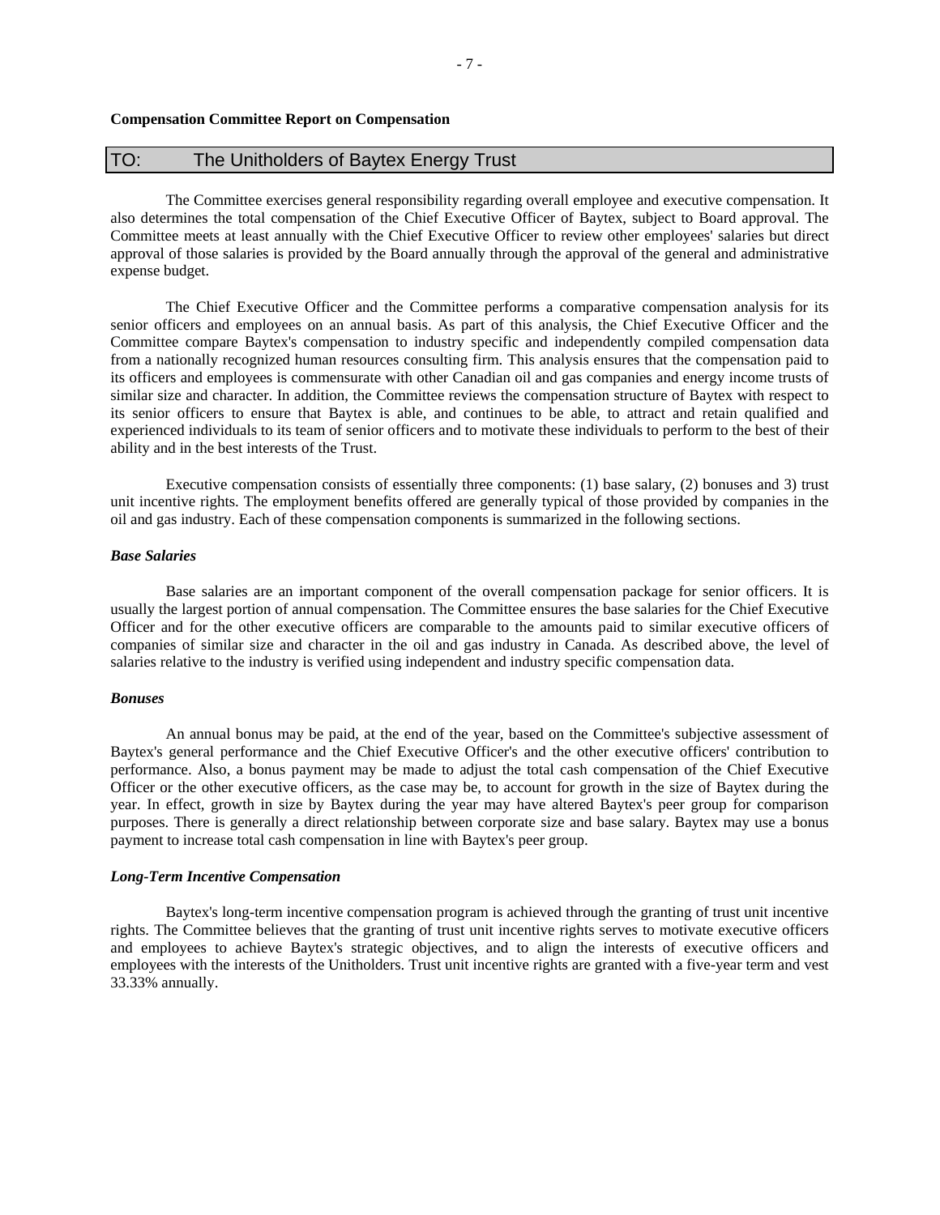**Compensation Committee Report on Compensation**

## TO: The Unitholders of Baytex Energy Trust

The Committee exercises general responsibility regarding overall employee and executive compensation. It also determines the total compensation of the Chief Executive Officer of Baytex, subject to Board approval. The Committee meets at least annually with the Chief Executive Officer to review other employees' salaries but direct approval of those salaries is provided by the Board annually through the approval of the general and administrative expense budget.

The Chief Executive Officer and the Committee performs a comparative compensation analysis for its senior officers and employees on an annual basis. As part of this analysis, the Chief Executive Officer and the Committee compare Baytex's compensation to industry specific and independently compiled compensation data from a nationally recognized human resources consulting firm. This analysis ensures that the compensation paid to its officers and employees is commensurate with other Canadian oil and gas companies and energy income trusts of similar size and character. In addition, the Committee reviews the compensation structure of Baytex with respect to its senior officers to ensure that Baytex is able, and continues to be able, to attract and retain qualified and experienced individuals to its team of senior officers and to motivate these individuals to perform to the best of their ability and in the best interests of the Trust.

Executive compensation consists of essentially three components: (1) base salary, (2) bonuses and 3) trust unit incentive rights. The employment benefits offered are generally typical of those provided by companies in the oil and gas industry. Each of these compensation components is summarized in the following sections.

***Base Salaries***

Base salaries are an important component of the overall compensation package for senior officers. It is usually the largest portion of annual compensation. The Committee ensures the base salaries for the Chief Executive Officer and for the other executive officers are comparable to the amounts paid to similar executive officers of companies of similar size and character in the oil and gas industry in Canada. As described above, the level of salaries relative to the industry is verified using independent and industry specific compensation data.

***Bonuses***

An annual bonus may be paid, at the end of the year, based on the Committee's subjective assessment of Baytex's general performance and the Chief Executive Officer's and the other executive officers' contribution to performance. Also, a bonus payment may be made to adjust the total cash compensation of the Chief Executive Officer or the other executive officers, as the case may be, to account for growth in the size of Baytex during the year. In effect, growth in size by Baytex during the year may have altered Baytex's peer group for comparison purposes. There is generally a direct relationship between corporate size and base salary. Baytex may use a bonus payment to increase total cash compensation in line with Baytex's peer group.

***Long-Term Incentive Compensation***

Baytex's long-term incentive compensation program is achieved through the granting of trust unit incentive rights. The Committee believes that the granting of trust unit incentive rights serves to motivate executive officers and employees to achieve Baytex's strategic objectives, and to align the interests of executive officers and employees with the interests of the Unitholders. Trust unit incentive rights are granted with a five-year term and vest 33.33% annually.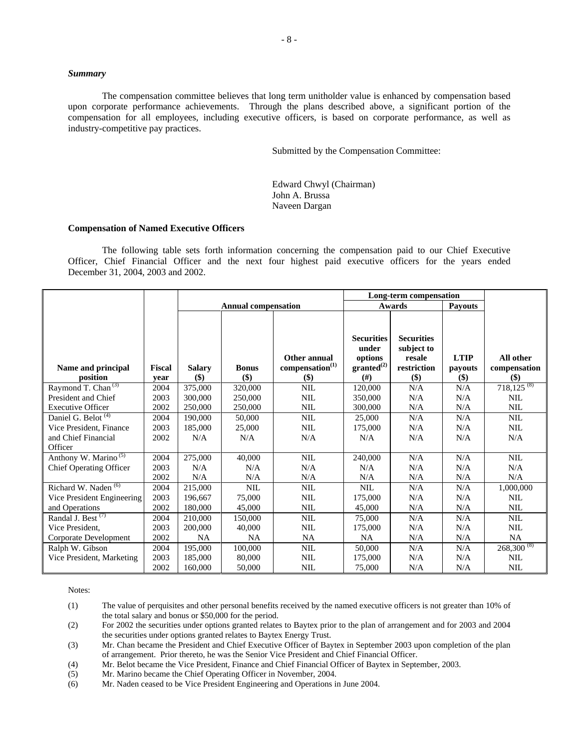### *Summary*

The compensation committee believes that long term unitholder value is enhanced by compensation based upon corporate performance achievements. Through the plans described above, a significant portion of the compensation for all employees, including executive officers, is based on corporate performance, as well as industry-competitive pay practices.

Submitted by the Compensation Committee:

Edward Chwyl (Chairman)
John A. Brussa
Naveen Dargan

**Compensation of Named Executive Officers**

The following table sets forth information concerning the compensation paid to our Chief Executive Officer, Chief Financial Officer and the next four highest paid executive officers for the years ended December 31, 2004, 2003 and 2002.

| | | Annual compensation | | | Long-term compensation | | | |
|---|---|---|---|---|---|---|---|---|
| | | | | | Awards | | Payouts | |
| **Name and principal position** | **Fiscal year** | **Salary ($)** | **Bonus ($)** | **Other annual compensation[1] ($)** | **Securities under options granted[2] (#)** | **Securities subject to resale restriction ($)** | **LTIP payouts ($)** | **All other compensation ($)** |
| Raymond T. Chan [3] | 2004 | 375,000 | 320,000 | NIL | 120,000 | N/A | N/A | 718,125 [8] |
| President and Chief | 2003 | 300,000 | 250,000 | NIL | 350,000 | N/A | N/A | NIL |
| Executive Officer | 2002 | 250,000 | 250,000 | NIL | 300,000 | N/A | N/A | NIL |
| Daniel G. Belot [4] | 2004 | 190,000 | 50,000 | NIL | 25,000 | N/A | N/A | NIL |
| Vice President, Finance | 2003 | 185,000 | 25,000 | NIL | 175,000 | N/A | N/A | NIL |
| and Chief Financial Officer | 2002 | N/A | N/A | N/A | N/A | N/A | N/A | N/A |
| Anthony W. Marino [5] | 2004 | 275,000 | 40,000 | NIL | 240,000 | N/A | N/A | NIL |
| Chief Operating Officer | 2003 | N/A | N/A | N/A | N/A | N/A | N/A | N/A |
| | 2002 | N/A | N/A | N/A | N/A | N/A | N/A | N/A |
| Richard W. Naden [6] | 2004 | 215,000 | NIL | NIL | NIL | N/A | N/A | 1,000,000 |
| Vice President Engineering | 2003 | 196,667 | 75,000 | NIL | 175,000 | N/A | N/A | NIL |
| and Operations | 2002 | 180,000 | 45,000 | NIL | 45,000 | N/A | N/A | NIL |
| Randal J. Best [7] | 2004 | 210,000 | 150,000 | NIL | 75,000 | N/A | N/A | NIL |
| Vice President, | 2003 | 200,000 | 40,000 | NIL | 175,000 | N/A | N/A | NIL |
| Corporate Development | 2002 | NA | NA | NA | NA | N/A | N/A | NA |
| Ralph W. Gibson | 2004 | 195,000 | 100,000 | NIL | 50,000 | N/A | N/A | 268,300 [8] |
| Vice President, Marketing | 2003 | 185,000 | 80,000 | NIL | 175,000 | N/A | N/A | NIL |
| | 2002 | 160,000 | 50,000 | NIL | 75,000 | N/A | N/A | NIL |

Notes:

(1) The value of perquisites and other personal benefits received by the named executive officers is not greater than 10% of the total salary and bonus or $50,000 for the period.

(2) For 2002 the securities under options granted relates to Baytex prior to the plan of arrangement and for 2003 and 2004 the securities under options granted relates to Baytex Energy Trust.

(3) Mr. Chan became the President and Chief Executive Officer of Baytex in September 2003 upon completion of the plan of arrangement. Prior thereto, he was the Senior Vice President and Chief Financial Officer.

(4) Mr. Belot became the Vice President, Finance and Chief Financial Officer of Baytex in September, 2003.

(5) Mr. Marino became the Chief Operating Officer in November, 2004.

(6) Mr. Naden ceased to be Vice President Engineering and Operations in June 2004.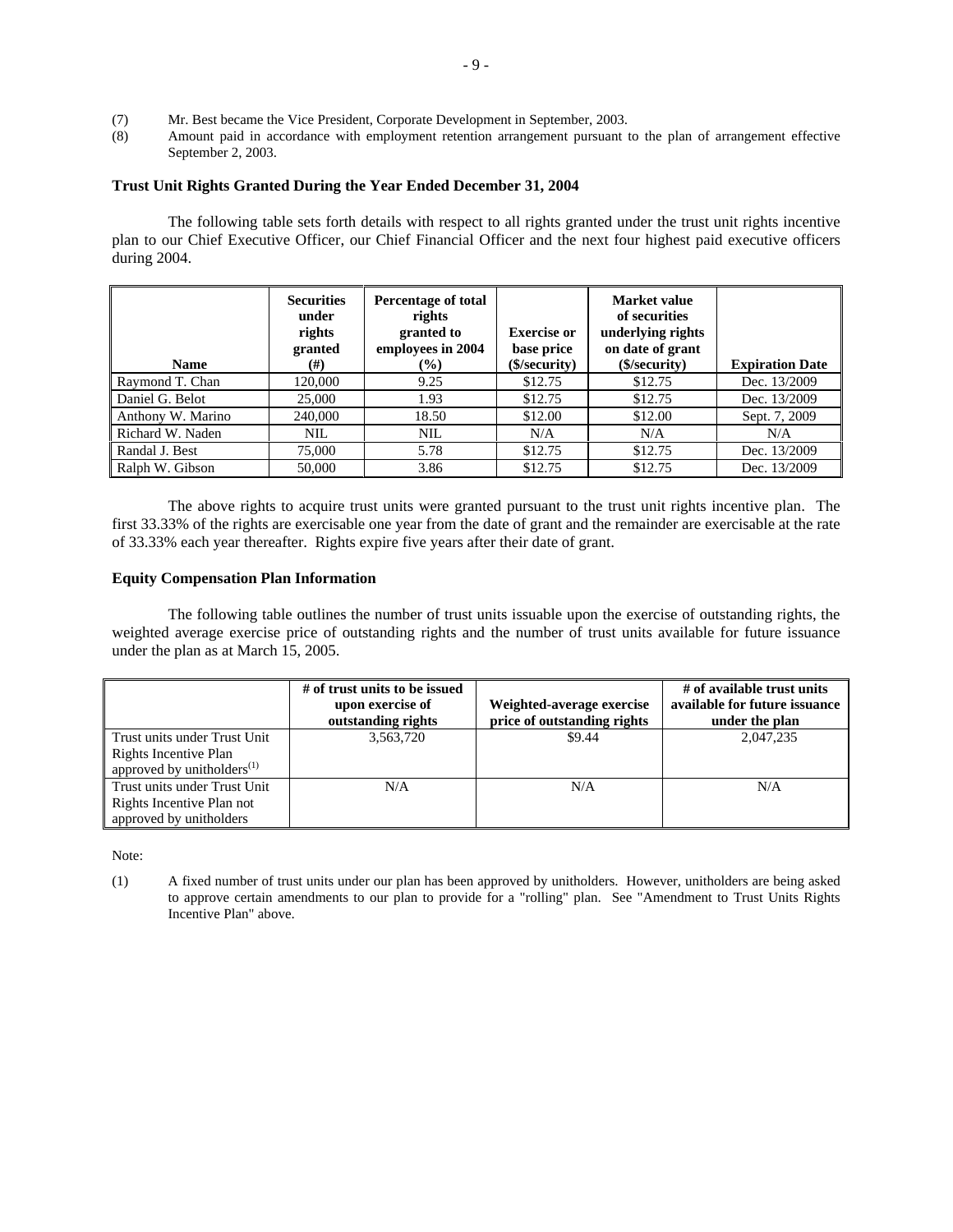(7) Mr. Best became the Vice President, Corporate Development in September, 2003.

(8) Amount paid in accordance with employment retention arrangement pursuant to the plan of arrangement effective September 2, 2003.

**Trust Unit Rights Granted During the Year Ended December 31, 2004**

The following table sets forth details with respect to all rights granted under the trust unit rights incentive plan to our Chief Executive Officer, our Chief Financial Officer and the next four highest paid executive officers during 2004.

| Name | Securities under rights granted (#) | Percentage of total rights granted to employees in 2004 (%) | Exercise or base price ($/security) | Market value of securities underlying rights on date of grant ($/security) | Expiration Date |
|---|---|---|---|---|---|
| Raymond T. Chan | 120,000 | 9.25 | $12.75 | $12.75 | Dec. 13/2009 |
| Daniel G. Belot | 25,000 | 1.93 | $12.75 | $12.75 | Dec. 13/2009 |
| Anthony W. Marino | 240,000 | 18.50 | $12.00 | $12.00 | Sept. 7, 2009 |
| Richard W. Naden | NIL | NIL | N/A | N/A | N/A |
| Randal J. Best | 75,000 | 5.78 | $12.75 | $12.75 | Dec. 13/2009 |
| Ralph W. Gibson | 50,000 | 3.86 | $12.75 | $12.75 | Dec. 13/2009 |

The above rights to acquire trust units were granted pursuant to the trust unit rights incentive plan. The first 33.33% of the rights are exercisable one year from the date of grant and the remainder are exercisable at the rate of 33.33% each year thereafter. Rights expire five years after their date of grant.

**Equity Compensation Plan Information**

The following table outlines the number of trust units issuable upon the exercise of outstanding rights, the weighted average exercise price of outstanding rights and the number of trust units available for future issuance under the plan as at March 15, 2005.

| | # of trust units to be issued upon exercise of outstanding rights | Weighted-average exercise price of outstanding rights | # of available trust units available for future issuance under the plan |
|---|---|---|---|
| Trust units under Trust Unit Rights Incentive Plan approved by unitholders(1) | 3,563,720 | $9.44 | 2,047,235 |
| Trust units under Trust Unit Rights Incentive Plan not approved by unitholders | N/A | N/A | N/A |

Note:

(1) A fixed number of trust units under our plan has been approved by unitholders. However, unitholders are being asked to approve certain amendments to our plan to provide for a "rolling" plan. See "Amendment to Trust Units Rights Incentive Plan" above.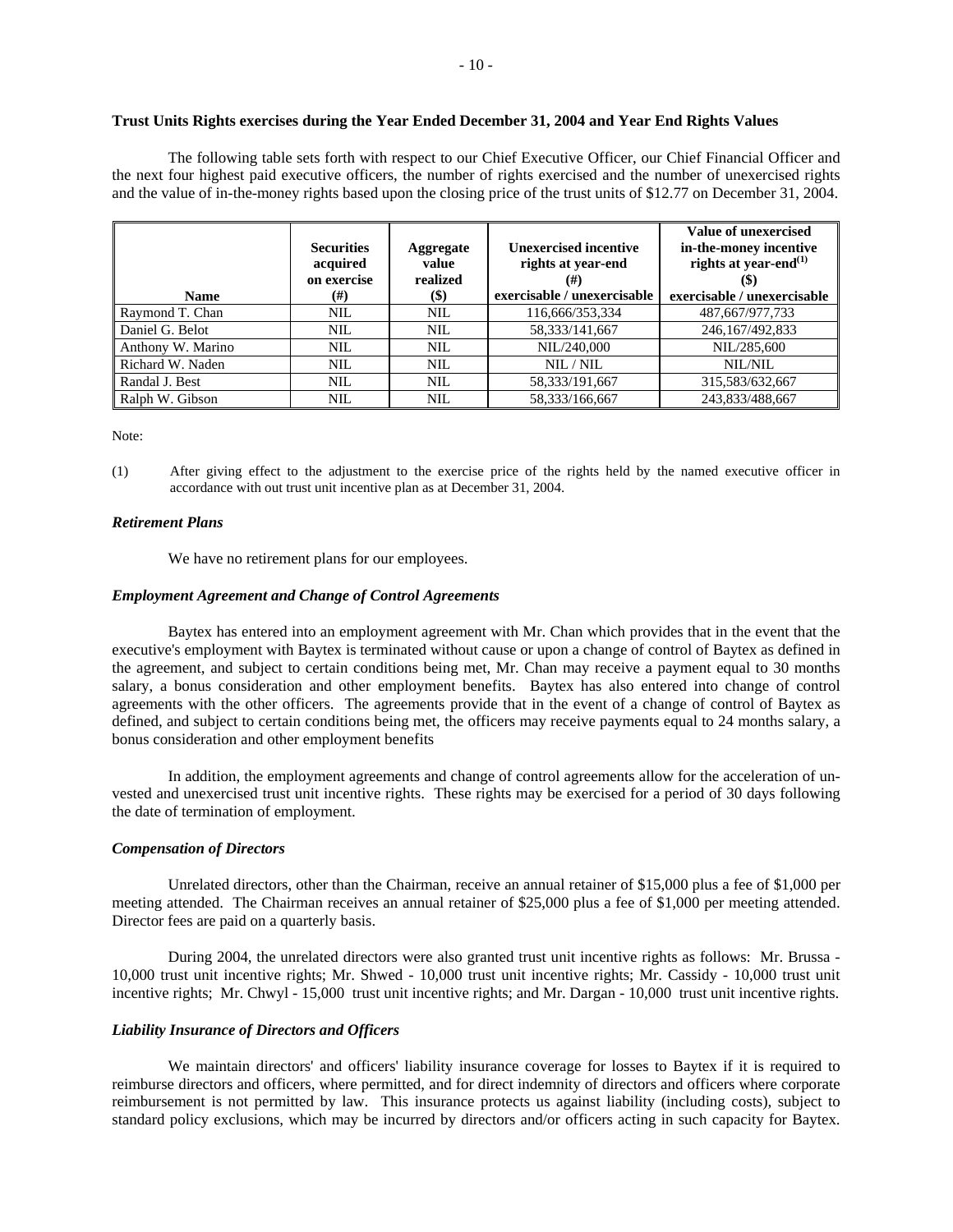**Trust Units Rights exercises during the Year Ended December 31, 2004 and Year End Rights Values**

The following table sets forth with respect to our Chief Executive Officer, our Chief Financial Officer and the next four highest paid executive officers, the number of rights exercised and the number of unexercised rights and the value of in-the-money rights based upon the closing price of the trust units of $12.77 on December 31, 2004.

| Name | Securities acquired on exercise (#) | Aggregate value realized ($) | Unexercised incentive rights at year-end (#) exercisable / unexercisable | Value of unexercised in-the-money incentive rights at year-end[(1)] ($) exercisable / unexercisable |
|---|---|---|---|---|
| Raymond T. Chan | NIL | NIL | 116,666/353,334 | 487,667/977,733 |
| Daniel G. Belot | NIL | NIL | 58,333/141,667 | 246,167/492,833 |
| Anthony W. Marino | NIL | NIL | NIL/240,000 | NIL/285,600 |
| Richard W. Naden | NIL | NIL | NIL / NIL | NIL/NIL |
| Randal J. Best | NIL | NIL | 58,333/191,667 | 315,583/632,667 |
| Ralph W. Gibson | NIL | NIL | 58,333/166,667 | 243,833/488,667 |

Note:

(1) After giving effect to the adjustment to the exercise price of the rights held by the named executive officer in accordance with out trust unit incentive plan as at December 31, 2004.

### *Retirement Plans*

We have no retirement plans for our employees.

### *Employment Agreement and Change of Control Agreements*

Baytex has entered into an employment agreement with Mr. Chan which provides that in the event that the executive's employment with Baytex is terminated without cause or upon a change of control of Baytex as defined in the agreement, and subject to certain conditions being met, Mr. Chan may receive a payment equal to 30 months salary, a bonus consideration and other employment benefits. Baytex has also entered into change of control agreements with the other officers. The agreements provide that in the event of a change of control of Baytex as defined, and subject to certain conditions being met, the officers may receive payments equal to 24 months salary, a bonus consideration and other employment benefits

In addition, the employment agreements and change of control agreements allow for the acceleration of un-vested and unexercised trust unit incentive rights. These rights may be exercised for a period of 30 days following the date of termination of employment.

### *Compensation of Directors*

Unrelated directors, other than the Chairman, receive an annual retainer of $15,000 plus a fee of $1,000 per meeting attended. The Chairman receives an annual retainer of $25,000 plus a fee of $1,000 per meeting attended. Director fees are paid on a quarterly basis.

During 2004, the unrelated directors were also granted trust unit incentive rights as follows: Mr. Brussa - 10,000 trust unit incentive rights; Mr. Shwed - 10,000 trust unit incentive rights; Mr. Cassidy - 10,000 trust unit incentive rights; Mr. Chwyl - 15,000 trust unit incentive rights; and Mr. Dargan - 10,000 trust unit incentive rights.

### *Liability Insurance of Directors and Officers*

We maintain directors' and officers' liability insurance coverage for losses to Baytex if it is required to reimburse directors and officers, where permitted, and for direct indemnity of directors and officers where corporate reimbursement is not permitted by law. This insurance protects us against liability (including costs), subject to standard policy exclusions, which may be incurred by directors and/or officers acting in such capacity for Baytex.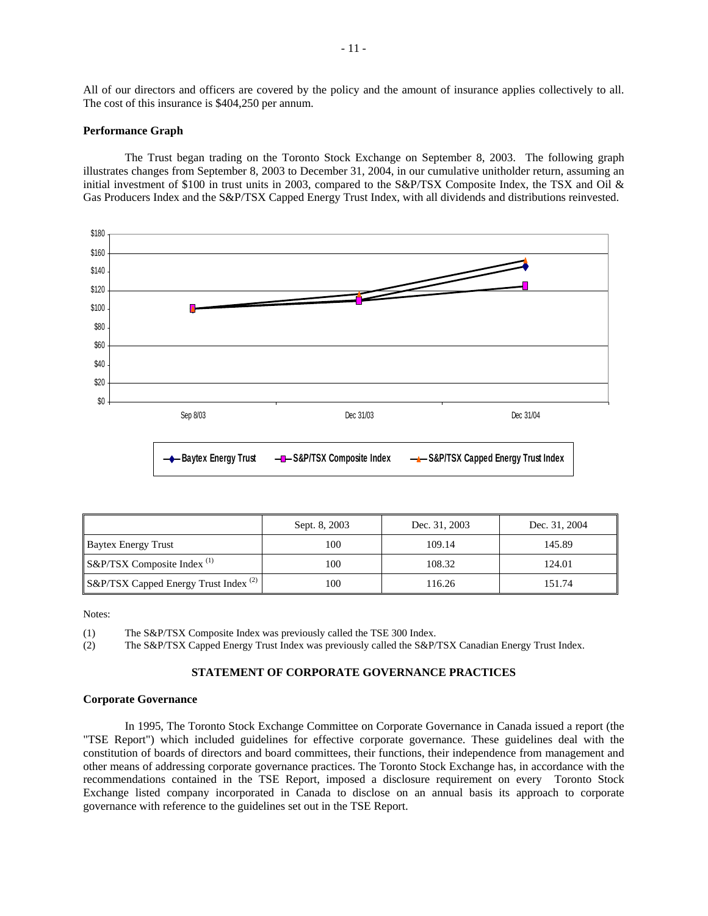All of our directors and officers are covered by the policy and the amount of insurance applies collectively to all. The cost of this insurance is $404,250 per annum.

**Performance Graph**

The Trust began trading on the Toronto Stock Exchange on September 8, 2003. The following graph illustrates changes from September 8, 2003 to December 31, 2004, in our cumulative unitholder return, assuming an initial investment of $100 in trust units in 2003, compared to the S&P/TSX Composite Index, the TSX and Oil & Gas Producers Index and the S&P/TSX Capped Energy Trust Index, with all dividends and distributions reinvested.

| | Sept. 8, 2003 | Dec. 31, 2003 | Dec. 31, 2004 |
|---|---|---|---|
| Baytex Energy Trust | 100 | 109.14 | 145.89 |
| S&P/TSX Composite Index [(1)] | 100 | 108.32 | 124.01 |
| S&P/TSX Capped Energy Trust Index [(2)] | 100 | 116.26 | 151.74 |

Notes:

(1) The S&P/TSX Composite Index was previously called the TSE 300 Index.

(2) The S&P/TSX Capped Energy Trust Index was previously called the S&P/TSX Canadian Energy Trust Index.

## STATEMENT OF CORPORATE GOVERNANCE PRACTICES

**Corporate Governance**

In 1995, The Toronto Stock Exchange Committee on Corporate Governance in Canada issued a report (the "TSE Report") which included guidelines for effective corporate governance. These guidelines deal with the constitution of boards of directors and board committees, their functions, their independence from management and other means of addressing corporate governance practices. The Toronto Stock Exchange has, in accordance with the recommendations contained in the TSE Report, imposed a disclosure requirement on every Toronto Stock Exchange listed company incorporated in Canada to disclose on an annual basis its approach to corporate governance with reference to the guidelines set out in the TSE Report.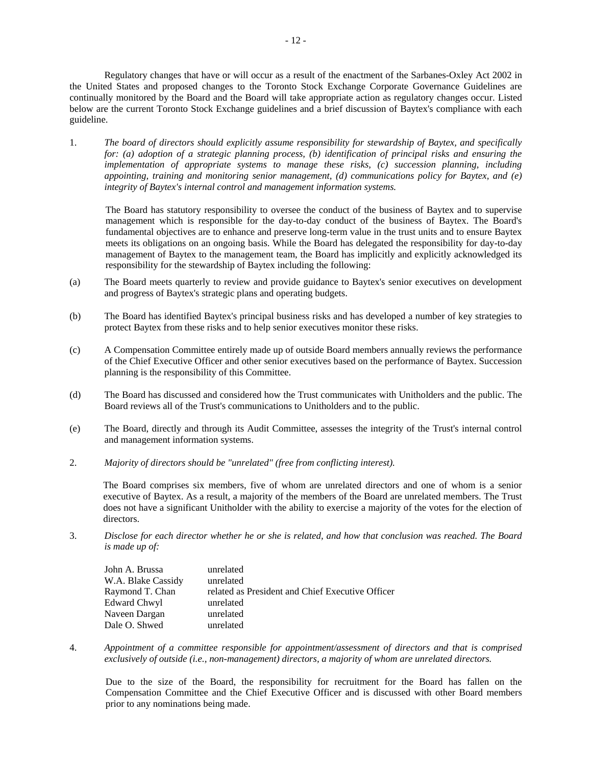Regulatory changes that have or will occur as a result of the enactment of the Sarbanes-Oxley Act 2002 in the United States and proposed changes to the Toronto Stock Exchange Corporate Governance Guidelines are continually monitored by the Board and the Board will take appropriate action as regulatory changes occur. Listed below are the current Toronto Stock Exchange guidelines and a brief discussion of Baytex's compliance with each guideline.

1. *The board of directors should explicitly assume responsibility for stewardship of Baytex, and specifically for: (a) adoption of a strategic planning process, (b) identification of principal risks and ensuring the implementation of appropriate systems to manage these risks, (c) succession planning, including appointing, training and monitoring senior management, (d) communications policy for Baytex, and (e) integrity of Baytex's internal control and management information systems.*

   The Board has statutory responsibility to oversee the conduct of the business of Baytex and to supervise management which is responsible for the day-to-day conduct of the business of Baytex. The Board's fundamental objectives are to enhance and preserve long-term value in the trust units and to ensure Baytex meets its obligations on an ongoing basis. While the Board has delegated the responsibility for day-to-day management of Baytex to the management team, the Board has implicitly and explicitly acknowledged its responsibility for the stewardship of Baytex including the following:

(a) The Board meets quarterly to review and provide guidance to Baytex's senior executives on development and progress of Baytex's strategic plans and operating budgets.

(b) The Board has identified Baytex's principal business risks and has developed a number of key strategies to protect Baytex from these risks and to help senior executives monitor these risks.

(c) A Compensation Committee entirely made up of outside Board members annually reviews the performance of the Chief Executive Officer and other senior executives based on the performance of Baytex. Succession planning is the responsibility of this Committee.

(d) The Board has discussed and considered how the Trust communicates with Unitholders and the public. The Board reviews all of the Trust's communications to Unitholders and to the public.

(e) The Board, directly and through its Audit Committee, assesses the integrity of the Trust's internal control and management information systems.

2. *Majority of directors should be "unrelated" (free from conflicting interest).*

   The Board comprises six members, five of whom are unrelated directors and one of whom is a senior executive of Baytex. As a result, a majority of the members of the Board are unrelated members. The Trust does not have a significant Unitholder with the ability to exercise a majority of the votes for the election of directors.

3. *Disclose for each director whether he or she is related, and how that conclusion was reached. The Board is made up of:*

| | |
|---|---|
| John A. Brussa | unrelated |
| W.A. Blake Cassidy | unrelated |
| Raymond T. Chan | related as President and Chief Executive Officer |
| Edward Chwyl | unrelated |
| Naveen Dargan | unrelated |
| Dale O. Shwed | unrelated |

4. *Appointment of a committee responsible for appointment/assessment of directors and that is comprised exclusively of outside (i.e., non-management) directors, a majority of whom are unrelated directors.*

   Due to the size of the Board, the responsibility for recruitment for the Board has fallen on the Compensation Committee and the Chief Executive Officer and is discussed with other Board members prior to any nominations being made.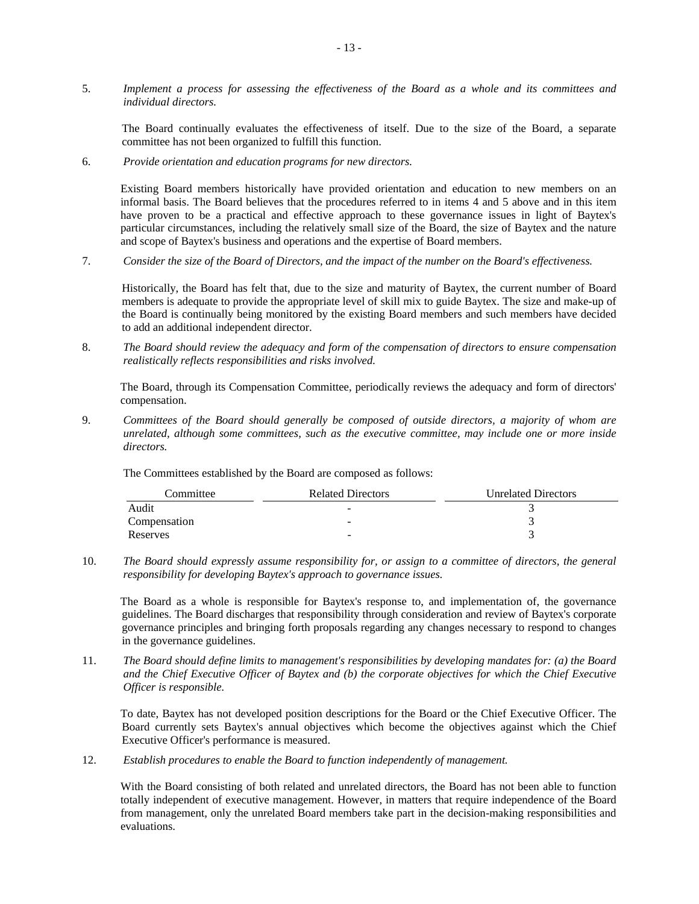5. *Implement a process for assessing the effectiveness of the Board as a whole and its committees and individual directors.*

   The Board continually evaluates the effectiveness of itself. Due to the size of the Board, a separate committee has not been organized to fulfill this function.

6. *Provide orientation and education programs for new directors.*

   Existing Board members historically have provided orientation and education to new members on an informal basis. The Board believes that the procedures referred to in items 4 and 5 above and in this item have proven to be a practical and effective approach to these governance issues in light of Baytex's particular circumstances, including the relatively small size of the Board, the size of Baytex and the nature and scope of Baytex's business and operations and the expertise of Board members.

7. *Consider the size of the Board of Directors, and the impact of the number on the Board's effectiveness.*

   Historically, the Board has felt that, due to the size and maturity of Baytex, the current number of Board members is adequate to provide the appropriate level of skill mix to guide Baytex. The size and make-up of the Board is continually being monitored by the existing Board members and such members have decided to add an additional independent director.

8. *The Board should review the adequacy and form of the compensation of directors to ensure compensation realistically reflects responsibilities and risks involved.*

   The Board, through its Compensation Committee, periodically reviews the adequacy and form of directors' compensation.

9. *Committees of the Board should generally be composed of outside directors, a majority of whom are unrelated, although some committees, such as the executive committee, may include one or more inside directors.*

   The Committees established by the Board are composed as follows:

| Committee | Related Directors | Unrelated Directors |
| --- | --- | --- |
| Audit | - | 3 |
| Compensation | - | 3 |
| Reserves | - | 3 |

10. *The Board should expressly assume responsibility for, or assign to a committee of directors, the general responsibility for developing Baytex's approach to governance issues.*

    The Board as a whole is responsible for Baytex's response to, and implementation of, the governance guidelines. The Board discharges that responsibility through consideration and review of Baytex's corporate governance principles and bringing forth proposals regarding any changes necessary to respond to changes in the governance guidelines.

11. *The Board should define limits to management's responsibilities by developing mandates for: (a) the Board and the Chief Executive Officer of Baytex and (b) the corporate objectives for which the Chief Executive Officer is responsible.*

    To date, Baytex has not developed position descriptions for the Board or the Chief Executive Officer. The Board currently sets Baytex's annual objectives which become the objectives against which the Chief Executive Officer's performance is measured.

12. *Establish procedures to enable the Board to function independently of management.*

    With the Board consisting of both related and unrelated directors, the Board has not been able to function totally independent of executive management. However, in matters that require independence of the Board from management, only the unrelated Board members take part in the decision-making responsibilities and evaluations.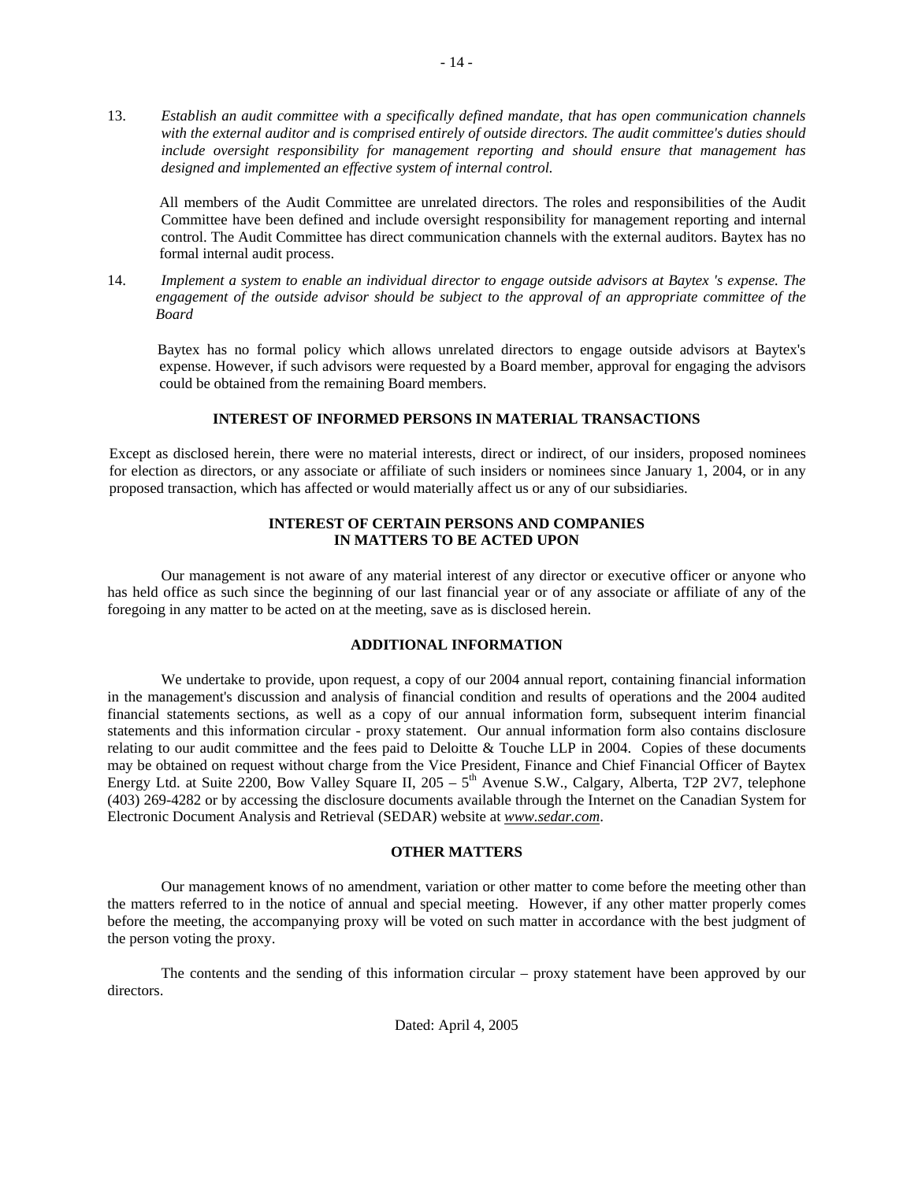13. *Establish an audit committee with a specifically defined mandate, that has open communication channels with the external auditor and is comprised entirely of outside directors. The audit committee's duties should include oversight responsibility for management reporting and should ensure that management has designed and implemented an effective system of internal control.*

    All members of the Audit Committee are unrelated directors. The roles and responsibilities of the Audit Committee have been defined and include oversight responsibility for management reporting and internal control. The Audit Committee has direct communication channels with the external auditors. Baytex has no formal internal audit process.

14. *Implement a system to enable an individual director to engage outside advisors at Baytex 's expense. The engagement of the outside advisor should be subject to the approval of an appropriate committee of the Board*

    Baytex has no formal policy which allows unrelated directors to engage outside advisors at Baytex's expense. However, if such advisors were requested by a Board member, approval for engaging the advisors could be obtained from the remaining Board members.

## INTEREST OF INFORMED PERSONS IN MATERIAL TRANSACTIONS

Except as disclosed herein, there were no material interests, direct or indirect, of our insiders, proposed nominees for election as directors, or any associate or affiliate of such insiders or nominees since January 1, 2004, or in any proposed transaction, which has affected or would materially affect us or any of our subsidiaries.

## INTEREST OF CERTAIN PERSONS AND COMPANIES IN MATTERS TO BE ACTED UPON

Our management is not aware of any material interest of any director or executive officer or anyone who has held office as such since the beginning of our last financial year or of any associate or affiliate of any of the foregoing in any matter to be acted on at the meeting, save as is disclosed herein.

## ADDITIONAL INFORMATION

We undertake to provide, upon request, a copy of our 2004 annual report, containing financial information in the management's discussion and analysis of financial condition and results of operations and the 2004 audited financial statements sections, as well as a copy of our annual information form, subsequent interim financial statements and this information circular - proxy statement. Our annual information form also contains disclosure relating to our audit committee and the fees paid to Deloitte & Touche LLP in 2004. Copies of these documents may be obtained on request without charge from the Vice President, Finance and Chief Financial Officer of Baytex Energy Ltd. at Suite 2200, Bow Valley Square II, 205 – 5th Avenue S.W., Calgary, Alberta, T2P 2V7, telephone (403) 269-4282 or by accessing the disclosure documents available through the Internet on the Canadian System for Electronic Document Analysis and Retrieval (SEDAR) website at ***www.sedar.com***.

## OTHER MATTERS

Our management knows of no amendment, variation or other matter to come before the meeting other than the matters referred to in the notice of annual and special meeting. However, if any other matter properly comes before the meeting, the accompanying proxy will be voted on such matter in accordance with the best judgment of the person voting the proxy.

The contents and the sending of this information circular – proxy statement have been approved by our directors.

Dated: April 4, 2005